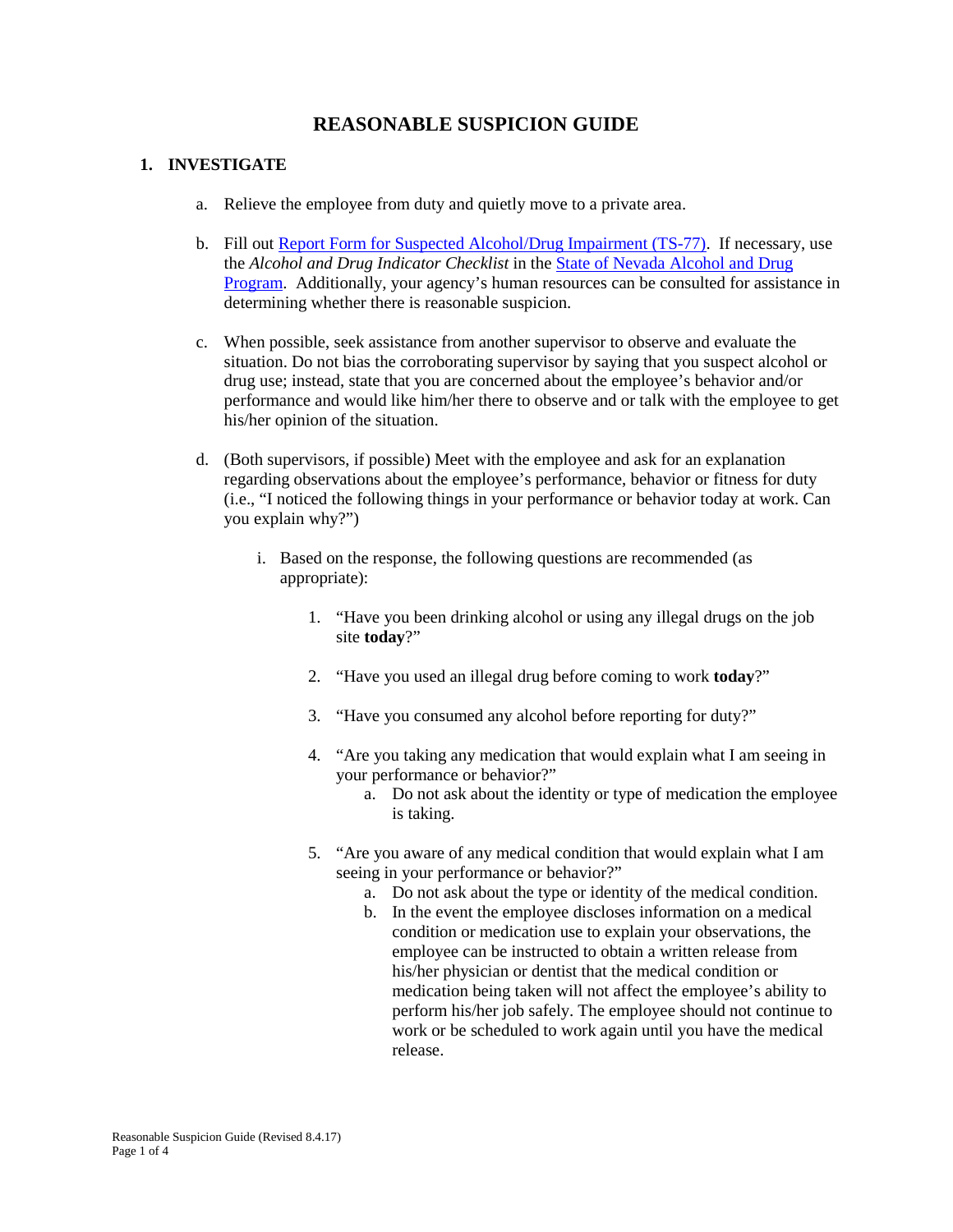# REASONABLE SUSPICION GUIDE

## 1. INVESTIGATE

a. Relieve the employee from duty and quietly move to a private area.

b. Fill out Report Form for Suspected Alcohol/Drug Impairment (TS-77). If necessary, use the *Alcohol and Drug Indicator Checklist* in the State of Nevada Alcohol and Drug Program. Additionally, your agency's human resources can be consulted for assistance in determining whether there is reasonable suspicion.

c. When possible, seek assistance from another supervisor to observe and evaluate the situation. Do not bias the corroborating supervisor by saying that you suspect alcohol or drug use; instead, state that you are concerned about the employee's behavior and/or performance and would like him/her there to observe and or talk with the employee to get his/her opinion of the situation.

d. (Both supervisors, if possible) Meet with the employee and ask for an explanation regarding observations about the employee's performance, behavior or fitness for duty (i.e., "I noticed the following things in your performance or behavior today at work. Can you explain why?")

   i. Based on the response, the following questions are recommended (as appropriate):

      1. "Have you been drinking alcohol or using any illegal drugs on the job site **today**?"

      2. "Have you used an illegal drug before coming to work **today**?"

      3. "Have you consumed any alcohol before reporting for duty?"

      4. "Are you taking any medication that would explain what I am seeing in your performance or behavior?"
         a. Do not ask about the identity or type of medication the employee is taking.

      5. "Are you aware of any medical condition that would explain what I am seeing in your performance or behavior?"
         a. Do not ask about the type or identity of the medical condition.
         b. In the event the employee discloses information on a medical condition or medication use to explain your observations, the employee can be instructed to obtain a written release from his/her physician or dentist that the medical condition or medication being taken will not affect the employee's ability to perform his/her job safely. The employee should not continue to work or be scheduled to work again until you have the medical release.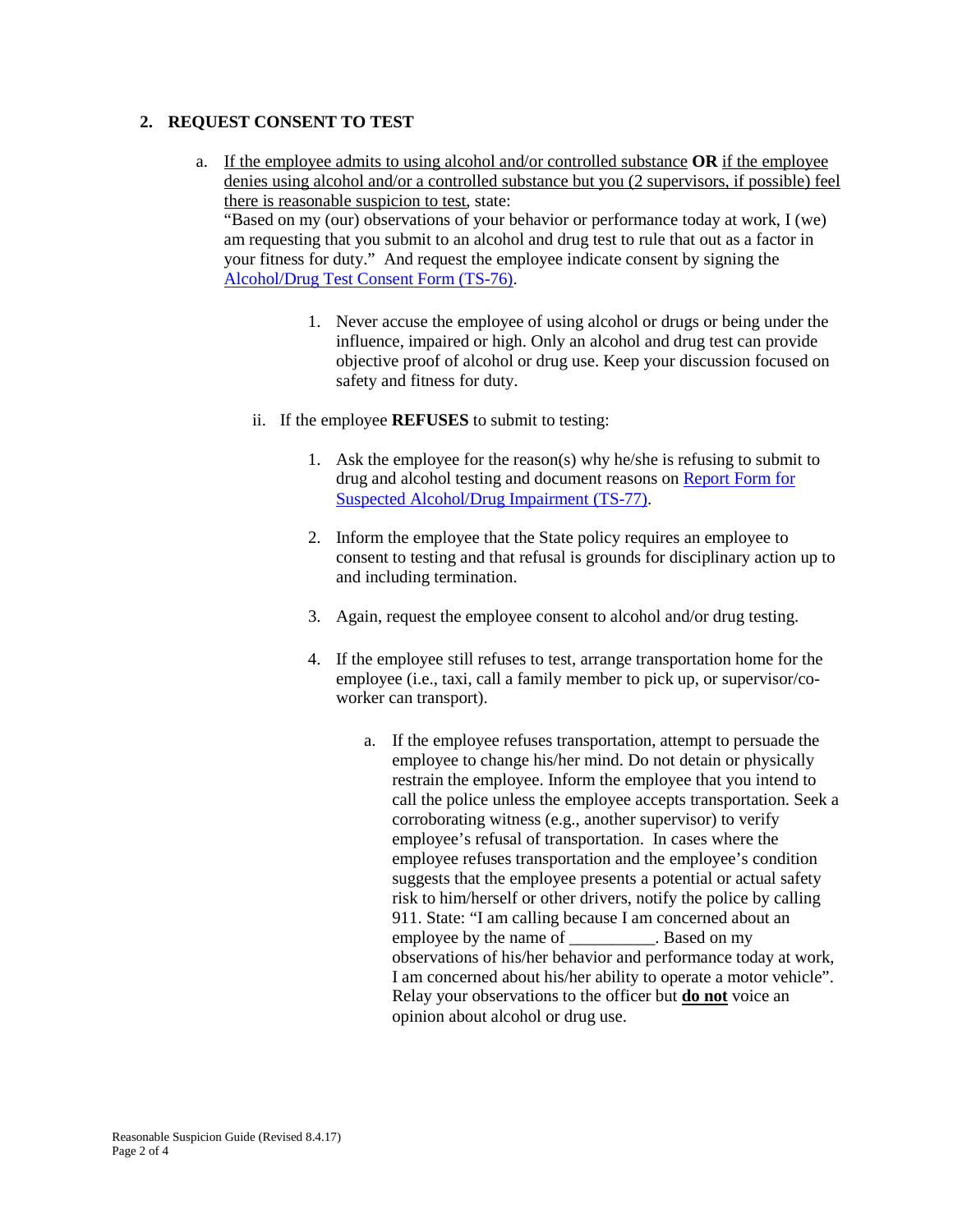## 2. REQUEST CONSENT TO TEST

a. If the employee admits to using alcohol and/or controlled substance **OR** if the employee denies using alcohol and/or a controlled substance but you (2 supervisors, if possible) feel there is reasonable suspicion to test, state:
"Based on my (our) observations of your behavior or performance today at work, I (we) am requesting that you submit to an alcohol and drug test to rule that out as a factor in your fitness for duty." And request the employee indicate consent by signing the Alcohol/Drug Test Consent Form (TS-76).

   1. Never accuse the employee of using alcohol or drugs or being under the influence, impaired or high. Only an alcohol and drug test can provide objective proof of alcohol or drug use. Keep your discussion focused on safety and fitness for duty.

   ii. If the employee **REFUSES** to submit to testing:

   1. Ask the employee for the reason(s) why he/she is refusing to submit to drug and alcohol testing and document reasons on Report Form for Suspected Alcohol/Drug Impairment (TS-77).

   2. Inform the employee that the State policy requires an employee to consent to testing and that refusal is grounds for disciplinary action up to and including termination.

   3. Again, request the employee consent to alcohol and/or drug testing.

   4. If the employee still refuses to test, arrange transportation home for the employee (i.e., taxi, call a family member to pick up, or supervisor/co-worker can transport).

      a. If the employee refuses transportation, attempt to persuade the employee to change his/her mind. Do not detain or physically restrain the employee. Inform the employee that you intend to call the police unless the employee accepts transportation. Seek a corroborating witness (e.g., another supervisor) to verify employee's refusal of transportation. In cases where the employee refuses transportation and the employee's condition suggests that the employee presents a potential or actual safety risk to him/herself or other drivers, notify the police by calling 911. State: "I am calling because I am concerned about an employee by the name of __________. Based on my observations of his/her behavior and performance today at work, I am concerned about his/her ability to operate a motor vehicle". Relay your observations to the officer but **do not** voice an opinion about alcohol or drug use.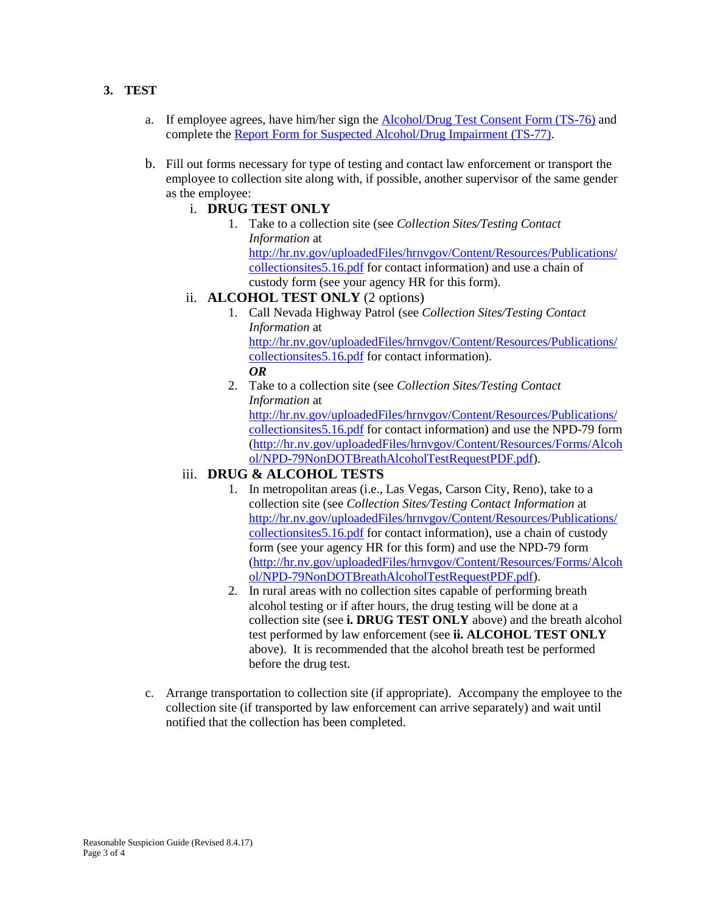## 3. TEST

a. If employee agrees, have him/her sign the [Alcohol/Drug Test Consent Form (TS-76)]() and complete the [Report Form for Suspected Alcohol/Drug Impairment (TS-77)]().

b. Fill out forms necessary for type of testing and contact law enforcement or transport the employee to collection site along with, if possible, another supervisor of the same gender as the employee:

   i. **DRUG TEST ONLY**

      1. Take to a collection site (see *Collection Sites/Testing Contact Information* at http://hr.nv.gov/uploadedFiles/hrnvgov/Content/Resources/Publications/collectionsites5.16.pdf for contact information) and use a chain of custody form (see your agency HR for this form).

   ii. **ALCOHOL TEST ONLY** (2 options)

      1. Call Nevada Highway Patrol (see *Collection Sites/Testing Contact Information* at http://hr.nv.gov/uploadedFiles/hrnvgov/Content/Resources/Publications/collectionsites5.16.pdf for contact information).
         ***OR***
      2. Take to a collection site (see *Collection Sites/Testing Contact Information* at http://hr.nv.gov/uploadedFiles/hrnvgov/Content/Resources/Publications/collectionsites5.16.pdf for contact information) and use the NPD-79 form (http://hr.nv.gov/uploadedFiles/hrnvgov/Content/Resources/Forms/Alcohol/NPD-79NonDOTBreathAlcoholTestRequestPDF.pdf).

   iii. **DRUG & ALCOHOL TESTS**

      1. In metropolitan areas (i.e., Las Vegas, Carson City, Reno), take to a collection site (see *Collection Sites/Testing Contact Information* at http://hr.nv.gov/uploadedFiles/hrnvgov/Content/Resources/Publications/collectionsites5.16.pdf for contact information), use a chain of custody form (see your agency HR for this form) and use the NPD-79 form (http://hr.nv.gov/uploadedFiles/hrnvgov/Content/Resources/Forms/Alcohol/NPD-79NonDOTBreathAlcoholTestRequestPDF.pdf).
      2. In rural areas with no collection sites capable of performing breath alcohol testing or if after hours, the drug testing will be done at a collection site (see **i. DRUG TEST ONLY** above) and the breath alcohol test performed by law enforcement (see **ii. ALCOHOL TEST ONLY** above). It is recommended that the alcohol breath test be performed before the drug test.

c. Arrange transportation to collection site (if appropriate). Accompany the employee to the collection site (if transported by law enforcement can arrive separately) and wait until notified that the collection has been completed.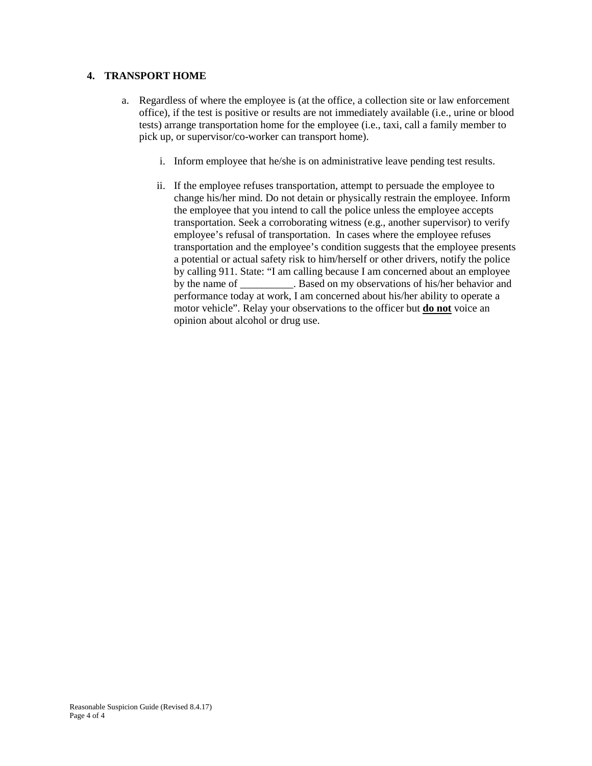## 4. TRANSPORT HOME

a. Regardless of where the employee is (at the office, a collection site or law enforcement office), if the test is positive or results are not immediately available (i.e., urine or blood tests) arrange transportation home for the employee (i.e., taxi, call a family member to pick up, or supervisor/co-worker can transport home).

   i. Inform employee that he/she is on administrative leave pending test results.

   ii. If the employee refuses transportation, attempt to persuade the employee to change his/her mind. Do not detain or physically restrain the employee. Inform the employee that you intend to call the police unless the employee accepts transportation. Seek a corroborating witness (e.g., another supervisor) to verify employee's refusal of transportation. In cases where the employee refuses transportation and the employee's condition suggests that the employee presents a potential or actual safety risk to him/herself or other drivers, notify the police by calling 911. State: "I am calling because I am concerned about an employee by the name of __________. Based on my observations of his/her behavior and performance today at work, I am concerned about his/her ability to operate a motor vehicle". Relay your observations to the officer but **do not** voice an opinion about alcohol or drug use.